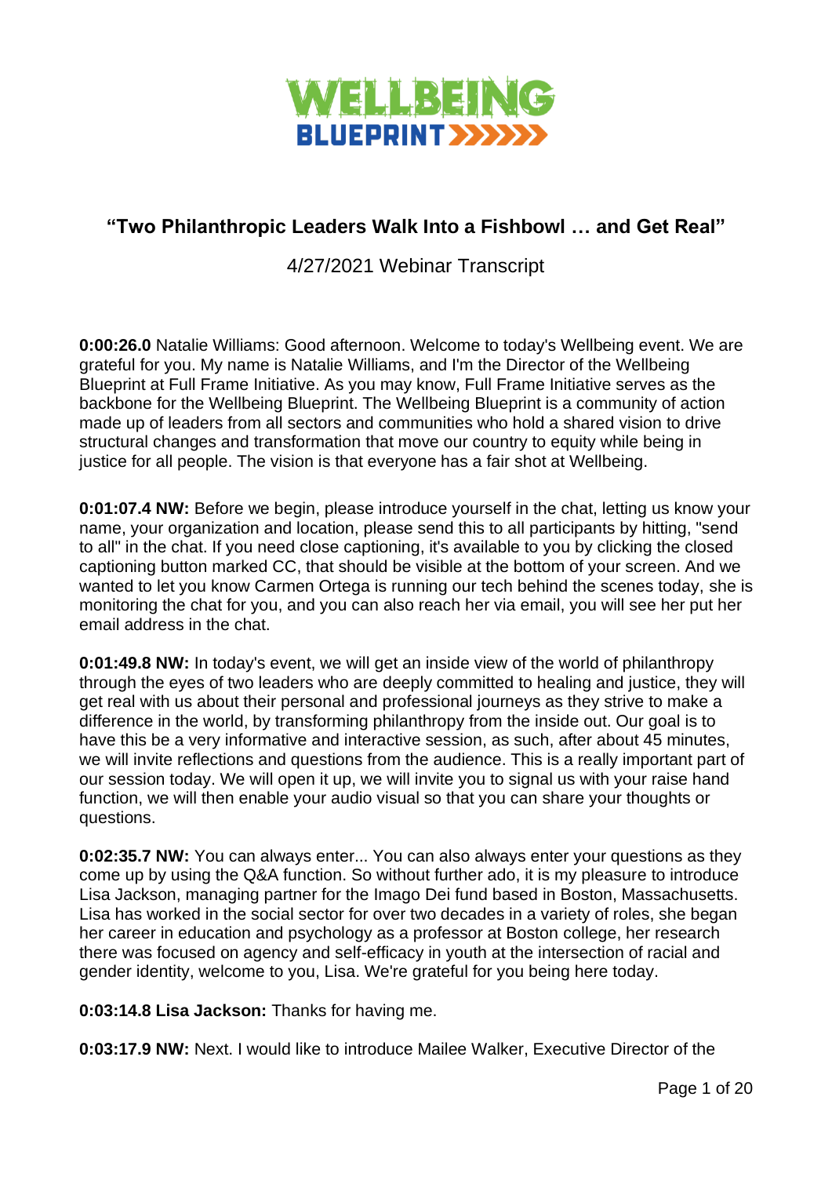WELLBEING BLUEPRINT

## "Two Philanthropic Leaders Walk Into a Fishbowl … and Get Real"

4/27/2021 Webinar Transcript

**0:00:26.0** Natalie Williams: Good afternoon. Welcome to today's Wellbeing event. We are grateful for you. My name is Natalie Williams, and I'm the Director of the Wellbeing Blueprint at Full Frame Initiative. As you may know, Full Frame Initiative serves as the backbone for the Wellbeing Blueprint. The Wellbeing Blueprint is a community of action made up of leaders from all sectors and communities who hold a shared vision to drive structural changes and transformation that move our country to equity while being in justice for all people. The vision is that everyone has a fair shot at Wellbeing.

**0:01:07.4 NW:** Before we begin, please introduce yourself in the chat, letting us know your name, your organization and location, please send this to all participants by hitting, "send to all" in the chat. If you need close captioning, it's available to you by clicking the closed captioning button marked CC, that should be visible at the bottom of your screen. And we wanted to let you know Carmen Ortega is running our tech behind the scenes today, she is monitoring the chat for you, and you can also reach her via email, you will see her put her email address in the chat.

**0:01:49.8 NW:** In today's event, we will get an inside view of the world of philanthropy through the eyes of two leaders who are deeply committed to healing and justice, they will get real with us about their personal and professional journeys as they strive to make a difference in the world, by transforming philanthropy from the inside out. Our goal is to have this be a very informative and interactive session, as such, after about 45 minutes, we will invite reflections and questions from the audience. This is a really important part of our session today. We will open it up, we will invite you to signal us with your raise hand function, we will then enable your audio visual so that you can share your thoughts or questions.

**0:02:35.7 NW:** You can always enter... You can also always enter your questions as they come up by using the Q&A function. So without further ado, it is my pleasure to introduce Lisa Jackson, managing partner for the Imago Dei fund based in Boston, Massachusetts. Lisa has worked in the social sector for over two decades in a variety of roles, she began her career in education and psychology as a professor at Boston college, her research there was focused on agency and self-efficacy in youth at the intersection of racial and gender identity, welcome to you, Lisa. We're grateful for you being here today.

**0:03:14.8 Lisa Jackson:** Thanks for having me.

**0:03:17.9 NW:** Next. I would like to introduce Mailee Walker, Executive Director of the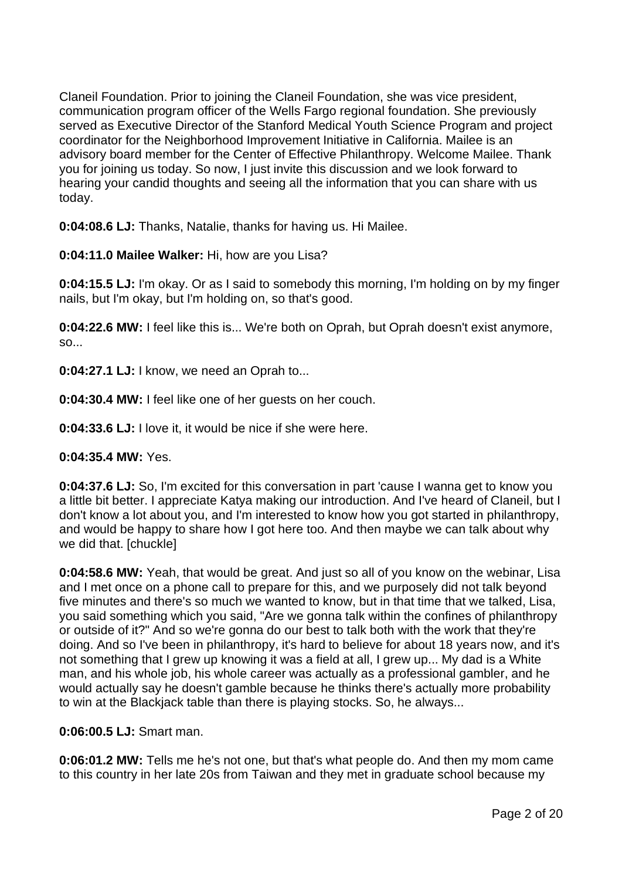Claneil Foundation. Prior to joining the Claneil Foundation, she was vice president, communication program officer of the Wells Fargo regional foundation. She previously served as Executive Director of the Stanford Medical Youth Science Program and project coordinator for the Neighborhood Improvement Initiative in California. Mailee is an advisory board member for the Center of Effective Philanthropy. Welcome Mailee. Thank you for joining us today. So now, I just invite this discussion and we look forward to hearing your candid thoughts and seeing all the information that you can share with us today.

**0:04:08.6 LJ:** Thanks, Natalie, thanks for having us. Hi Mailee.

**0:04:11.0 Mailee Walker:** Hi, how are you Lisa?

**0:04:15.5 LJ:** I'm okay. Or as I said to somebody this morning, I'm holding on by my finger nails, but I'm okay, but I'm holding on, so that's good.

**0:04:22.6 MW:** I feel like this is... We're both on Oprah, but Oprah doesn't exist anymore, so...

**0:04:27.1 LJ:** I know, we need an Oprah to...

**0:04:30.4 MW:** I feel like one of her guests on her couch.

**0:04:33.6 LJ:** I love it, it would be nice if she were here.

**0:04:35.4 MW:** Yes.

**0:04:37.6 LJ:** So, I'm excited for this conversation in part 'cause I wanna get to know you a little bit better. I appreciate Katya making our introduction. And I've heard of Claneil, but I don't know a lot about you, and I'm interested to know how you got started in philanthropy, and would be happy to share how I got here too. And then maybe we can talk about why we did that. [chuckle]

**0:04:58.6 MW:** Yeah, that would be great. And just so all of you know on the webinar, Lisa and I met once on a phone call to prepare for this, and we purposely did not talk beyond five minutes and there's so much we wanted to know, but in that time that we talked, Lisa, you said something which you said, "Are we gonna talk within the confines of philanthropy or outside of it?" And so we're gonna do our best to talk both with the work that they're doing. And so I've been in philanthropy, it's hard to believe for about 18 years now, and it's not something that I grew up knowing it was a field at all, I grew up... My dad is a White man, and his whole job, his whole career was actually as a professional gambler, and he would actually say he doesn't gamble because he thinks there's actually more probability to win at the Blackjack table than there is playing stocks. So, he always...

**0:06:00.5 LJ:** Smart man.

**0:06:01.2 MW:** Tells me he's not one, but that's what people do. And then my mom came to this country in her late 20s from Taiwan and they met in graduate school because my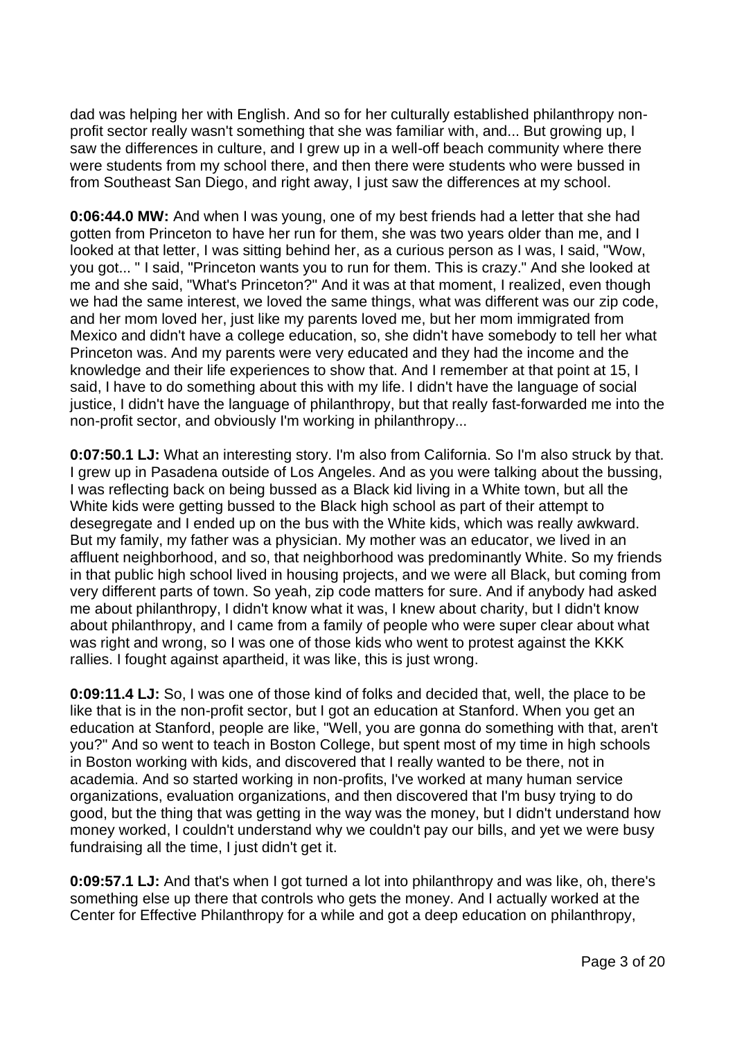dad was helping her with English. And so for her culturally established philanthropy non-profit sector really wasn't something that she was familiar with, and... But growing up, I saw the differences in culture, and I grew up in a well-off beach community where there were students from my school there, and then there were students who were bussed in from Southeast San Diego, and right away, I just saw the differences at my school.

**0:06:44.0 MW:** And when I was young, one of my best friends had a letter that she had gotten from Princeton to have her run for them, she was two years older than me, and I looked at that letter, I was sitting behind her, as a curious person as I was, I said, "Wow, you got... " I said, "Princeton wants you to run for them. This is crazy." And she looked at me and she said, "What's Princeton?" And it was at that moment, I realized, even though we had the same interest, we loved the same things, what was different was our zip code, and her mom loved her, just like my parents loved me, but her mom immigrated from Mexico and didn't have a college education, so, she didn't have somebody to tell her what Princeton was. And my parents were very educated and they had the income and the knowledge and their life experiences to show that. And I remember at that point at 15, I said, I have to do something about this with my life. I didn't have the language of social justice, I didn't have the language of philanthropy, but that really fast-forwarded me into the non-profit sector, and obviously I'm working in philanthropy...

**0:07:50.1 LJ:** What an interesting story. I'm also from California. So I'm also struck by that. I grew up in Pasadena outside of Los Angeles. And as you were talking about the bussing, I was reflecting back on being bussed as a Black kid living in a White town, but all the White kids were getting bussed to the Black high school as part of their attempt to desegregate and I ended up on the bus with the White kids, which was really awkward. But my family, my father was a physician. My mother was an educator, we lived in an affluent neighborhood, and so, that neighborhood was predominantly White. So my friends in that public high school lived in housing projects, and we were all Black, but coming from very different parts of town. So yeah, zip code matters for sure. And if anybody had asked me about philanthropy, I didn't know what it was, I knew about charity, but I didn't know about philanthropy, and I came from a family of people who were super clear about what was right and wrong, so I was one of those kids who went to protest against the KKK rallies. I fought against apartheid, it was like, this is just wrong.

**0:09:11.4 LJ:** So, I was one of those kind of folks and decided that, well, the place to be like that is in the non-profit sector, but I got an education at Stanford. When you get an education at Stanford, people are like, "Well, you are gonna do something with that, aren't you?" And so went to teach in Boston College, but spent most of my time in high schools in Boston working with kids, and discovered that I really wanted to be there, not in academia. And so started working in non-profits, I've worked at many human service organizations, evaluation organizations, and then discovered that I'm busy trying to do good, but the thing that was getting in the way was the money, but I didn't understand how money worked, I couldn't understand why we couldn't pay our bills, and yet we were busy fundraising all the time, I just didn't get it.

**0:09:57.1 LJ:** And that's when I got turned a lot into philanthropy and was like, oh, there's something else up there that controls who gets the money. And I actually worked at the Center for Effective Philanthropy for a while and got a deep education on philanthropy,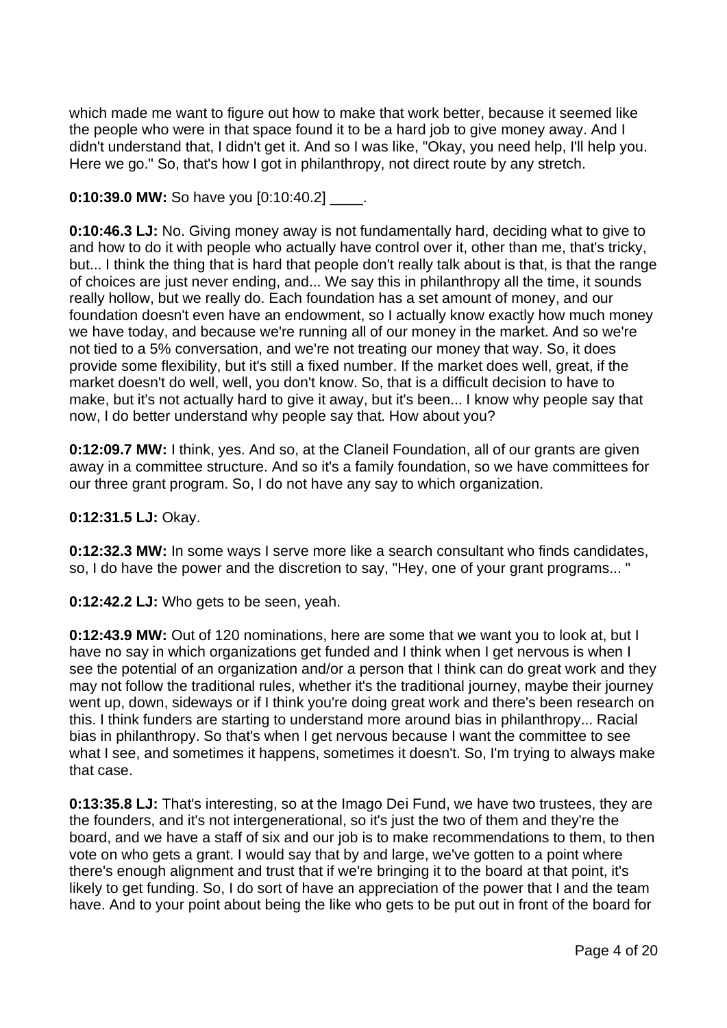which made me want to figure out how to make that work better, because it seemed like the people who were in that space found it to be a hard job to give money away. And I didn't understand that, I didn't get it. And so I was like, "Okay, you need help, I'll help you. Here we go." So, that's how I got in philanthropy, not direct route by any stretch.

**0:10:39.0 MW:** So have you [0:10:40.2] ____.

**0:10:46.3 LJ:** No. Giving money away is not fundamentally hard, deciding what to give to and how to do it with people who actually have control over it, other than me, that's tricky, but... I think the thing that is hard that people don't really talk about is that, is that the range of choices are just never ending, and... We say this in philanthropy all the time, it sounds really hollow, but we really do. Each foundation has a set amount of money, and our foundation doesn't even have an endowment, so I actually know exactly how much money we have today, and because we're running all of our money in the market. And so we're not tied to a 5% conversation, and we're not treating our money that way. So, it does provide some flexibility, but it's still a fixed number. If the market does well, great, if the market doesn't do well, well, you don't know. So, that is a difficult decision to have to make, but it's not actually hard to give it away, but it's been... I know why people say that now, I do better understand why people say that. How about you?

**0:12:09.7 MW:** I think, yes. And so, at the Claneil Foundation, all of our grants are given away in a committee structure. And so it's a family foundation, so we have committees for our three grant program. So, I do not have any say to which organization.

**0:12:31.5 LJ:** Okay.

**0:12:32.3 MW:** In some ways I serve more like a search consultant who finds candidates, so, I do have the power and the discretion to say, "Hey, one of your grant programs... "

**0:12:42.2 LJ:** Who gets to be seen, yeah.

**0:12:43.9 MW:** Out of 120 nominations, here are some that we want you to look at, but I have no say in which organizations get funded and I think when I get nervous is when I see the potential of an organization and/or a person that I think can do great work and they may not follow the traditional rules, whether it's the traditional journey, maybe their journey went up, down, sideways or if I think you're doing great work and there's been research on this. I think funders are starting to understand more around bias in philanthropy... Racial bias in philanthropy. So that's when I get nervous because I want the committee to see what I see, and sometimes it happens, sometimes it doesn't. So, I'm trying to always make that case.

**0:13:35.8 LJ:** That's interesting, so at the Imago Dei Fund, we have two trustees, they are the founders, and it's not intergenerational, so it's just the two of them and they're the board, and we have a staff of six and our job is to make recommendations to them, to then vote on who gets a grant. I would say that by and large, we've gotten to a point where there's enough alignment and trust that if we're bringing it to the board at that point, it's likely to get funding. So, I do sort of have an appreciation of the power that I and the team have. And to your point about being the like who gets to be put out in front of the board for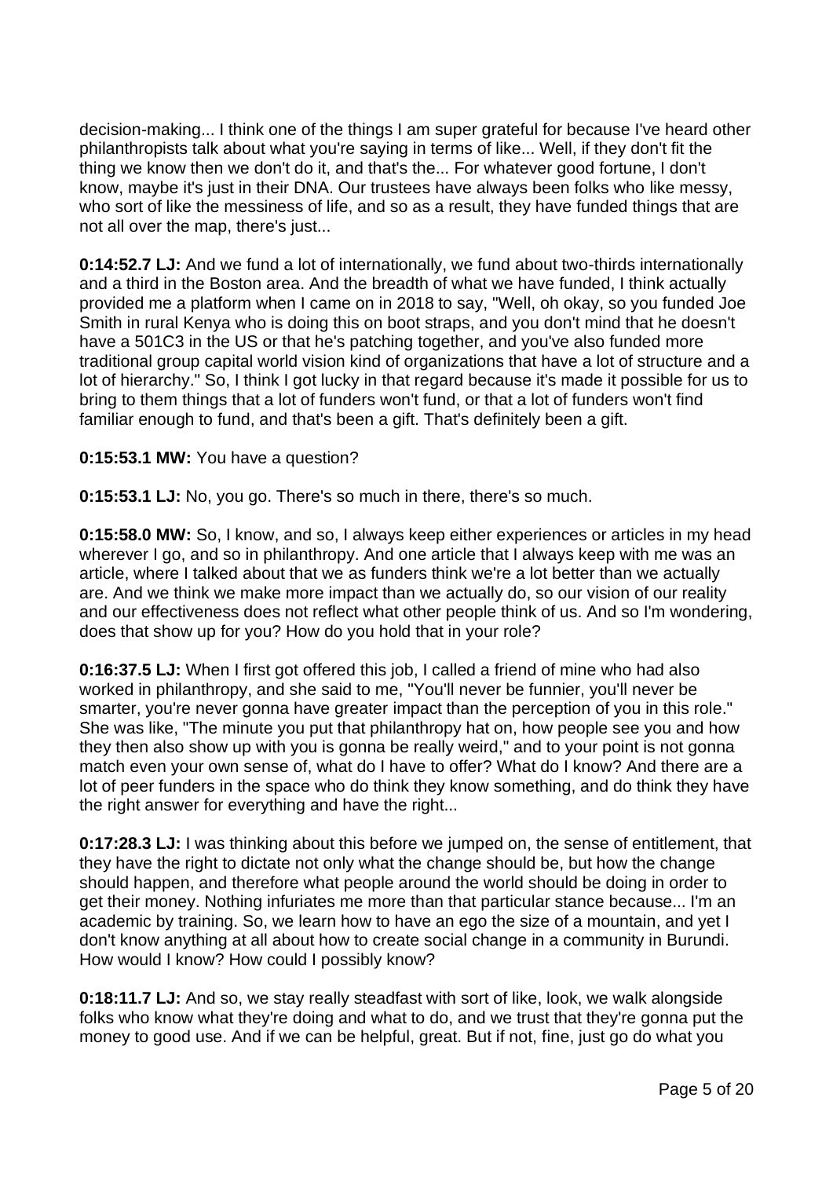decision-making... I think one of the things I am super grateful for because I've heard other philanthropists talk about what you're saying in terms of like... Well, if they don't fit the thing we know then we don't do it, and that's the... For whatever good fortune, I don't know, maybe it's just in their DNA. Our trustees have always been folks who like messy, who sort of like the messiness of life, and so as a result, they have funded things that are not all over the map, there's just...

**0:14:52.7 LJ:** And we fund a lot of internationally, we fund about two-thirds internationally and a third in the Boston area. And the breadth of what we have funded, I think actually provided me a platform when I came on in 2018 to say, "Well, oh okay, so you funded Joe Smith in rural Kenya who is doing this on boot straps, and you don't mind that he doesn't have a 501C3 in the US or that he's patching together, and you've also funded more traditional group capital world vision kind of organizations that have a lot of structure and a lot of hierarchy." So, I think I got lucky in that regard because it's made it possible for us to bring to them things that a lot of funders won't fund, or that a lot of funders won't find familiar enough to fund, and that's been a gift. That's definitely been a gift.

**0:15:53.1 MW:** You have a question?

**0:15:53.1 LJ:** No, you go. There's so much in there, there's so much.

**0:15:58.0 MW:** So, I know, and so, I always keep either experiences or articles in my head wherever I go, and so in philanthropy. And one article that I always keep with me was an article, where I talked about that we as funders think we're a lot better than we actually are. And we think we make more impact than we actually do, so our vision of our reality and our effectiveness does not reflect what other people think of us. And so I'm wondering, does that show up for you? How do you hold that in your role?

**0:16:37.5 LJ:** When I first got offered this job, I called a friend of mine who had also worked in philanthropy, and she said to me, "You'll never be funnier, you'll never be smarter, you're never gonna have greater impact than the perception of you in this role." She was like, "The minute you put that philanthropy hat on, how people see you and how they then also show up with you is gonna be really weird," and to your point is not gonna match even your own sense of, what do I have to offer? What do I know? And there are a lot of peer funders in the space who do think they know something, and do think they have the right answer for everything and have the right...

**0:17:28.3 LJ:** I was thinking about this before we jumped on, the sense of entitlement, that they have the right to dictate not only what the change should be, but how the change should happen, and therefore what people around the world should be doing in order to get their money. Nothing infuriates me more than that particular stance because... I'm an academic by training. So, we learn how to have an ego the size of a mountain, and yet I don't know anything at all about how to create social change in a community in Burundi. How would I know? How could I possibly know?

**0:18:11.7 LJ:** And so, we stay really steadfast with sort of like, look, we walk alongside folks who know what they're doing and what to do, and we trust that they're gonna put the money to good use. And if we can be helpful, great. But if not, fine, just go do what you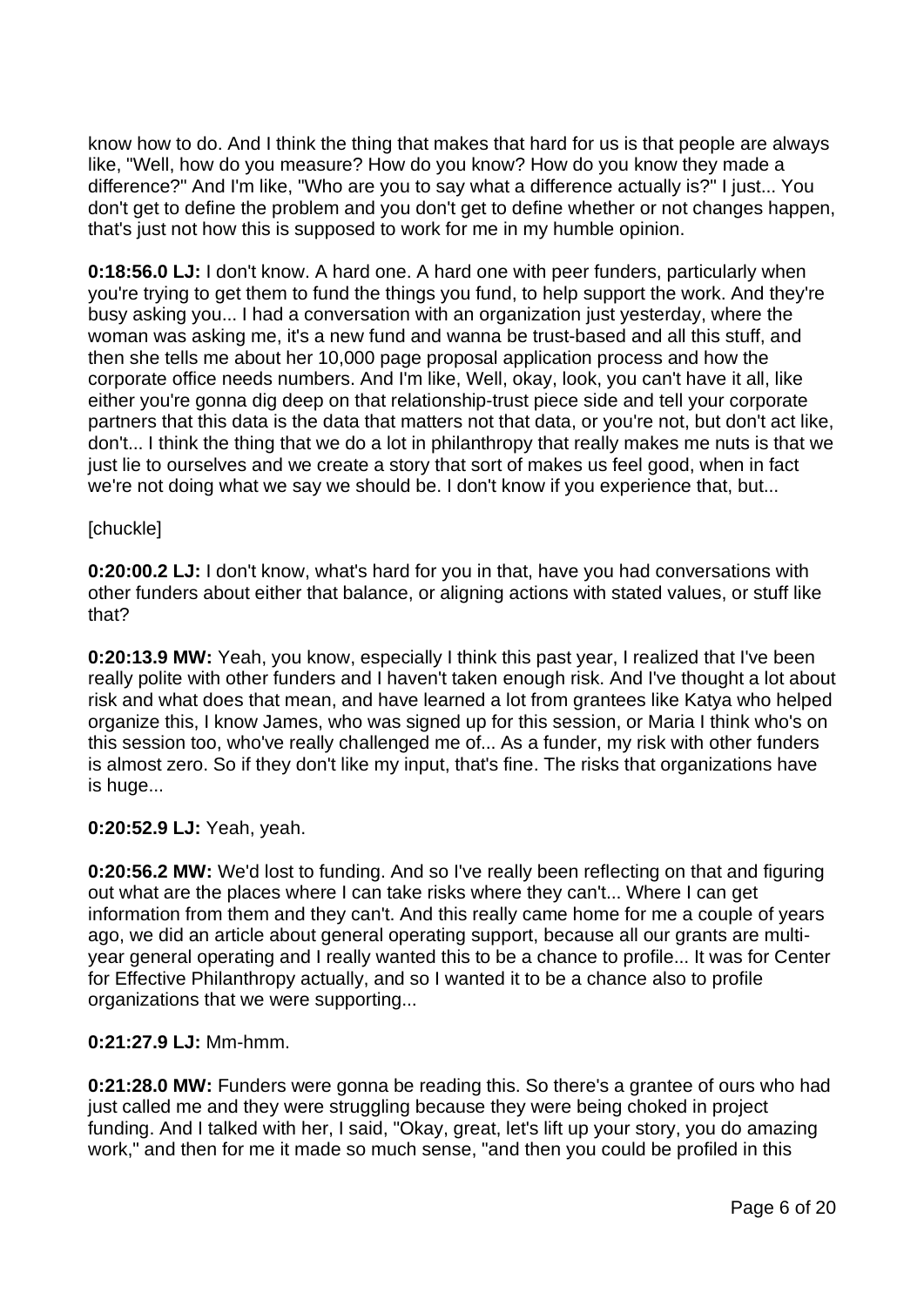know how to do. And I think the thing that makes that hard for us is that people are always like, "Well, how do you measure? How do you know? How do you know they made a difference?" And I'm like, "Who are you to say what a difference actually is?" I just... You don't get to define the problem and you don't get to define whether or not changes happen, that's just not how this is supposed to work for me in my humble opinion.

**0:18:56.0 LJ:** I don't know. A hard one. A hard one with peer funders, particularly when you're trying to get them to fund the things you fund, to help support the work. And they're busy asking you... I had a conversation with an organization just yesterday, where the woman was asking me, it's a new fund and wanna be trust-based and all this stuff, and then she tells me about her 10,000 page proposal application process and how the corporate office needs numbers. And I'm like, Well, okay, look, you can't have it all, like either you're gonna dig deep on that relationship-trust piece side and tell your corporate partners that this data is the data that matters not that data, or you're not, but don't act like, don't... I think the thing that we do a lot in philanthropy that really makes me nuts is that we just lie to ourselves and we create a story that sort of makes us feel good, when in fact we're not doing what we say we should be. I don't know if you experience that, but...

[chuckle]

**0:20:00.2 LJ:** I don't know, what's hard for you in that, have you had conversations with other funders about either that balance, or aligning actions with stated values, or stuff like that?

**0:20:13.9 MW:** Yeah, you know, especially I think this past year, I realized that I've been really polite with other funders and I haven't taken enough risk. And I've thought a lot about risk and what does that mean, and have learned a lot from grantees like Katya who helped organize this, I know James, who was signed up for this session, or Maria I think who's on this session too, who've really challenged me of... As a funder, my risk with other funders is almost zero. So if they don't like my input, that's fine. The risks that organizations have is huge...

**0:20:52.9 LJ:** Yeah, yeah.

**0:20:56.2 MW:** We'd lost to funding. And so I've really been reflecting on that and figuring out what are the places where I can take risks where they can't... Where I can get information from them and they can't. And this really came home for me a couple of years ago, we did an article about general operating support, because all our grants are multi-year general operating and I really wanted this to be a chance to profile... It was for Center for Effective Philanthropy actually, and so I wanted it to be a chance also to profile organizations that we were supporting...

**0:21:27.9 LJ:** Mm-hmm.

**0:21:28.0 MW:** Funders were gonna be reading this. So there's a grantee of ours who had just called me and they were struggling because they were being choked in project funding. And I talked with her, I said, "Okay, great, let's lift up your story, you do amazing work," and then for me it made so much sense, "and then you could be profiled in this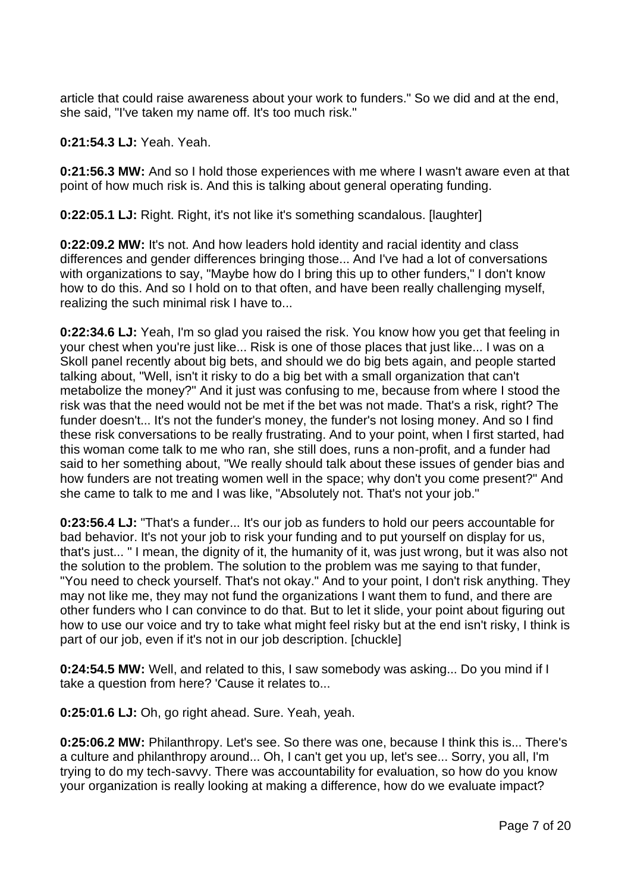article that could raise awareness about your work to funders." So we did and at the end, she said, "I've taken my name off. It's too much risk."

**0:21:54.3 LJ:** Yeah. Yeah.

**0:21:56.3 MW:** And so I hold those experiences with me where I wasn't aware even at that point of how much risk is. And this is talking about general operating funding.

**0:22:05.1 LJ:** Right. Right, it's not like it's something scandalous. [laughter]

**0:22:09.2 MW:** It's not. And how leaders hold identity and racial identity and class differences and gender differences bringing those... And I've had a lot of conversations with organizations to say, "Maybe how do I bring this up to other funders," I don't know how to do this. And so I hold on to that often, and have been really challenging myself, realizing the such minimal risk I have to...

**0:22:34.6 LJ:** Yeah, I'm so glad you raised the risk. You know how you get that feeling in your chest when you're just like... Risk is one of those places that just like... I was on a Skoll panel recently about big bets, and should we do big bets again, and people started talking about, "Well, isn't it risky to do a big bet with a small organization that can't metabolize the money?" And it just was confusing to me, because from where I stood the risk was that the need would not be met if the bet was not made. That's a risk, right? The funder doesn't... It's not the funder's money, the funder's not losing money. And so I find these risk conversations to be really frustrating. And to your point, when I first started, had this woman come talk to me who ran, she still does, runs a non-profit, and a funder had said to her something about, "We really should talk about these issues of gender bias and how funders are not treating women well in the space; why don't you come present?" And she came to talk to me and I was like, "Absolutely not. That's not your job."

**0:23:56.4 LJ:** "That's a funder... It's our job as funders to hold our peers accountable for bad behavior. It's not your job to risk your funding and to put yourself on display for us, that's just... " I mean, the dignity of it, the humanity of it, was just wrong, but it was also not the solution to the problem. The solution to the problem was me saying to that funder, "You need to check yourself. That's not okay." And to your point, I don't risk anything. They may not like me, they may not fund the organizations I want them to fund, and there are other funders who I can convince to do that. But to let it slide, your point about figuring out how to use our voice and try to take what might feel risky but at the end isn't risky, I think is part of our job, even if it's not in our job description. [chuckle]

**0:24:54.5 MW:** Well, and related to this, I saw somebody was asking... Do you mind if I take a question from here? 'Cause it relates to...

**0:25:01.6 LJ:** Oh, go right ahead. Sure. Yeah, yeah.

**0:25:06.2 MW:** Philanthropy. Let's see. So there was one, because I think this is... There's a culture and philanthropy around... Oh, I can't get you up, let's see... Sorry, you all, I'm trying to do my tech-savvy. There was accountability for evaluation, so how do you know your organization is really looking at making a difference, how do we evaluate impact?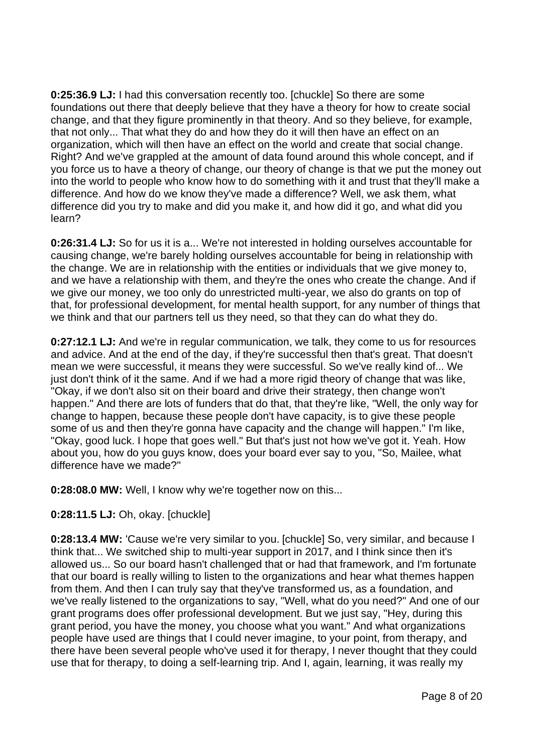**0:25:36.9 LJ:** I had this conversation recently too. [chuckle] So there are some foundations out there that deeply believe that they have a theory for how to create social change, and that they figure prominently in that theory. And so they believe, for example, that not only... That what they do and how they do it will then have an effect on an organization, which will then have an effect on the world and create that social change. Right? And we've grappled at the amount of data found around this whole concept, and if you force us to have a theory of change, our theory of change is that we put the money out into the world to people who know how to do something with it and trust that they'll make a difference. And how do we know they've made a difference? Well, we ask them, what difference did you try to make and did you make it, and how did it go, and what did you learn?

**0:26:31.4 LJ:** So for us it is a... We're not interested in holding ourselves accountable for causing change, we're barely holding ourselves accountable for being in relationship with the change. We are in relationship with the entities or individuals that we give money to, and we have a relationship with them, and they're the ones who create the change. And if we give our money, we too only do unrestricted multi-year, we also do grants on top of that, for professional development, for mental health support, for any number of things that we think and that our partners tell us they need, so that they can do what they do.

**0:27:12.1 LJ:** And we're in regular communication, we talk, they come to us for resources and advice. And at the end of the day, if they're successful then that's great. That doesn't mean we were successful, it means they were successful. So we've really kind of... We just don't think of it the same. And if we had a more rigid theory of change that was like, "Okay, if we don't also sit on their board and drive their strategy, then change won't happen." And there are lots of funders that do that, that they're like, "Well, the only way for change to happen, because these people don't have capacity, is to give these people some of us and then they're gonna have capacity and the change will happen." I'm like, "Okay, good luck. I hope that goes well." But that's just not how we've got it. Yeah. How about you, how do you guys know, does your board ever say to you, "So, Mailee, what difference have we made?"

**0:28:08.0 MW:** Well, I know why we're together now on this...

**0:28:11.5 LJ:** Oh, okay. [chuckle]

**0:28:13.4 MW:** 'Cause we're very similar to you. [chuckle] So, very similar, and because I think that... We switched ship to multi-year support in 2017, and I think since then it's allowed us... So our board hasn't challenged that or had that framework, and I'm fortunate that our board is really willing to listen to the organizations and hear what themes happen from them. And then I can truly say that they've transformed us, as a foundation, and we've really listened to the organizations to say, "Well, what do you need?" And one of our grant programs does offer professional development. But we just say, "Hey, during this grant period, you have the money, you choose what you want." And what organizations people have used are things that I could never imagine, to your point, from therapy, and there have been several people who've used it for therapy, I never thought that they could use that for therapy, to doing a self-learning trip. And I, again, learning, it was really my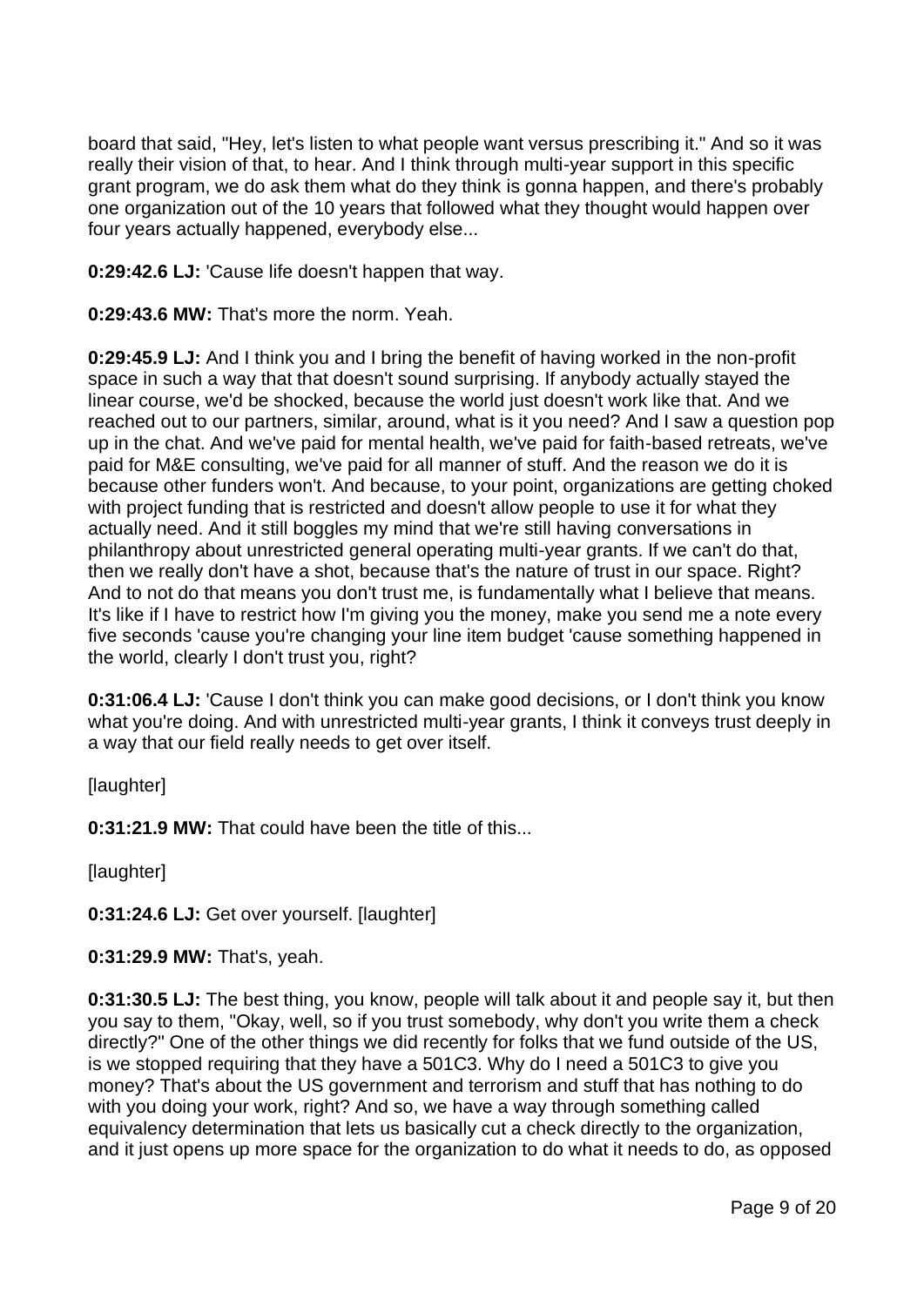board that said, "Hey, let's listen to what people want versus prescribing it." And so it was really their vision of that, to hear. And I think through multi-year support in this specific grant program, we do ask them what do they think is gonna happen, and there's probably one organization out of the 10 years that followed what they thought would happen over four years actually happened, everybody else...

**0:29:42.6 LJ:** 'Cause life doesn't happen that way.

**0:29:43.6 MW:** That's more the norm. Yeah.

**0:29:45.9 LJ:** And I think you and I bring the benefit of having worked in the non-profit space in such a way that that doesn't sound surprising. If anybody actually stayed the linear course, we'd be shocked, because the world just doesn't work like that. And we reached out to our partners, similar, around, what is it you need? And I saw a question pop up in the chat. And we've paid for mental health, we've paid for faith-based retreats, we've paid for M&E consulting, we've paid for all manner of stuff. And the reason we do it is because other funders won't. And because, to your point, organizations are getting choked with project funding that is restricted and doesn't allow people to use it for what they actually need. And it still boggles my mind that we're still having conversations in philanthropy about unrestricted general operating multi-year grants. If we can't do that, then we really don't have a shot, because that's the nature of trust in our space. Right? And to not do that means you don't trust me, is fundamentally what I believe that means. It's like if I have to restrict how I'm giving you the money, make you send me a note every five seconds 'cause you're changing your line item budget 'cause something happened in the world, clearly I don't trust you, right?

**0:31:06.4 LJ:** 'Cause I don't think you can make good decisions, or I don't think you know what you're doing. And with unrestricted multi-year grants, I think it conveys trust deeply in a way that our field really needs to get over itself.

[laughter]

**0:31:21.9 MW:** That could have been the title of this...

[laughter]

**0:31:24.6 LJ:** Get over yourself. [laughter]

**0:31:29.9 MW:** That's, yeah.

**0:31:30.5 LJ:** The best thing, you know, people will talk about it and people say it, but then you say to them, "Okay, well, so if you trust somebody, why don't you write them a check directly?" One of the other things we did recently for folks that we fund outside of the US, is we stopped requiring that they have a 501C3. Why do I need a 501C3 to give you money? That's about the US government and terrorism and stuff that has nothing to do with you doing your work, right? And so, we have a way through something called equivalency determination that lets us basically cut a check directly to the organization, and it just opens up more space for the organization to do what it needs to do, as opposed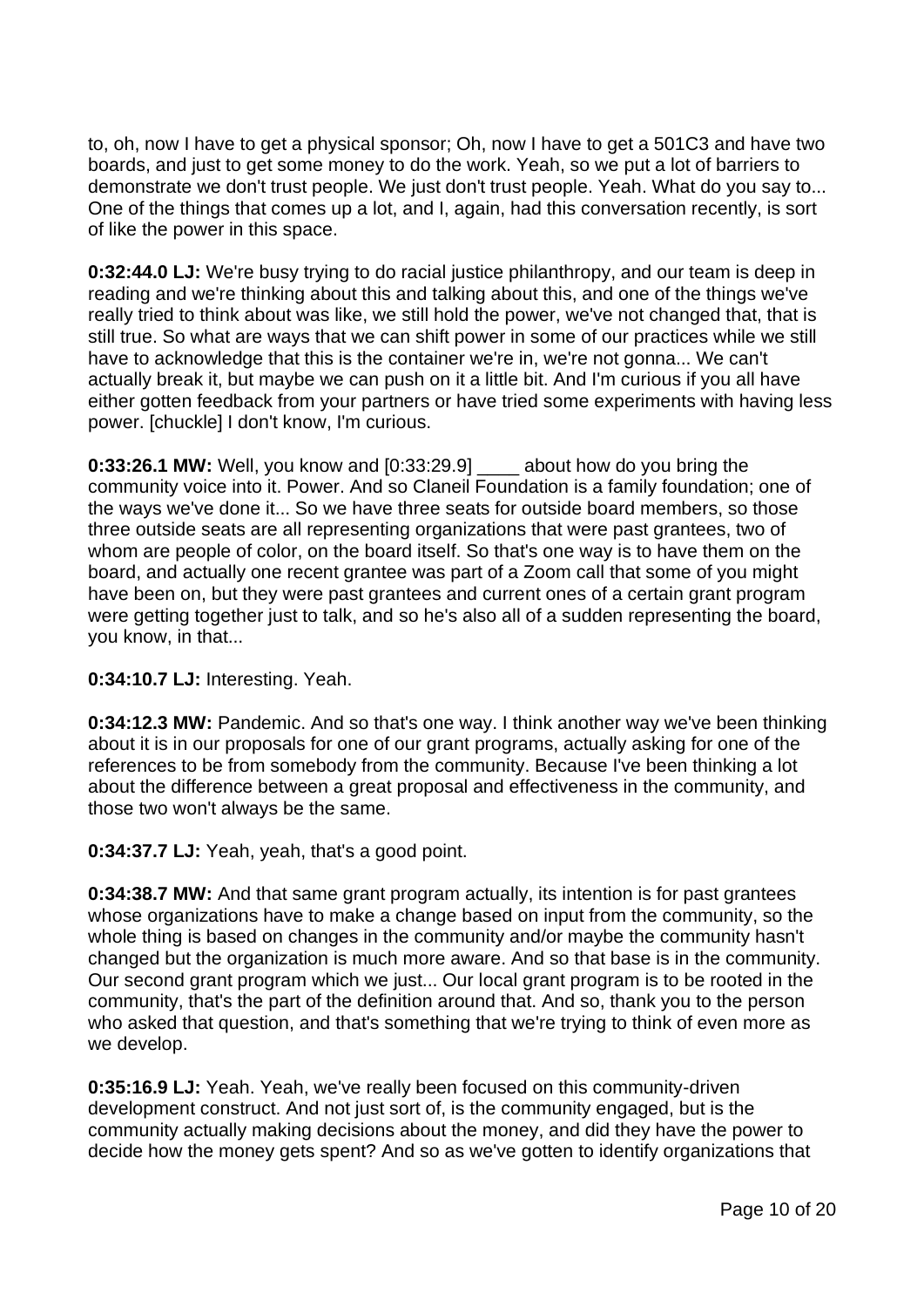to, oh, now I have to get a physical sponsor; Oh, now I have to get a 501C3 and have two boards, and just to get some money to do the work. Yeah, so we put a lot of barriers to demonstrate we don't trust people. We just don't trust people. Yeah. What do you say to... One of the things that comes up a lot, and I, again, had this conversation recently, is sort of like the power in this space.

**0:32:44.0 LJ:** We're busy trying to do racial justice philanthropy, and our team is deep in reading and we're thinking about this and talking about this, and one of the things we've really tried to think about was like, we still hold the power, we've not changed that, that is still true. So what are ways that we can shift power in some of our practices while we still have to acknowledge that this is the container we're in, we're not gonna... We can't actually break it, but maybe we can push on it a little bit. And I'm curious if you all have either gotten feedback from your partners or have tried some experiments with having less power. [chuckle] I don't know, I'm curious.

**0:33:26.1 MW:** Well, you know and [0:33:29.9] ____ about how do you bring the community voice into it. Power. And so Claneil Foundation is a family foundation; one of the ways we've done it... So we have three seats for outside board members, so those three outside seats are all representing organizations that were past grantees, two of whom are people of color, on the board itself. So that's one way is to have them on the board, and actually one recent grantee was part of a Zoom call that some of you might have been on, but they were past grantees and current ones of a certain grant program were getting together just to talk, and so he's also all of a sudden representing the board, you know, in that...

**0:34:10.7 LJ:** Interesting. Yeah.

**0:34:12.3 MW:** Pandemic. And so that's one way. I think another way we've been thinking about it is in our proposals for one of our grant programs, actually asking for one of the references to be from somebody from the community. Because I've been thinking a lot about the difference between a great proposal and effectiveness in the community, and those two won't always be the same.

**0:34:37.7 LJ:** Yeah, yeah, that's a good point.

**0:34:38.7 MW:** And that same grant program actually, its intention is for past grantees whose organizations have to make a change based on input from the community, so the whole thing is based on changes in the community and/or maybe the community hasn't changed but the organization is much more aware. And so that base is in the community. Our second grant program which we just... Our local grant program is to be rooted in the community, that's the part of the definition around that. And so, thank you to the person who asked that question, and that's something that we're trying to think of even more as we develop.

**0:35:16.9 LJ:** Yeah. Yeah, we've really been focused on this community-driven development construct. And not just sort of, is the community engaged, but is the community actually making decisions about the money, and did they have the power to decide how the money gets spent? And so as we've gotten to identify organizations that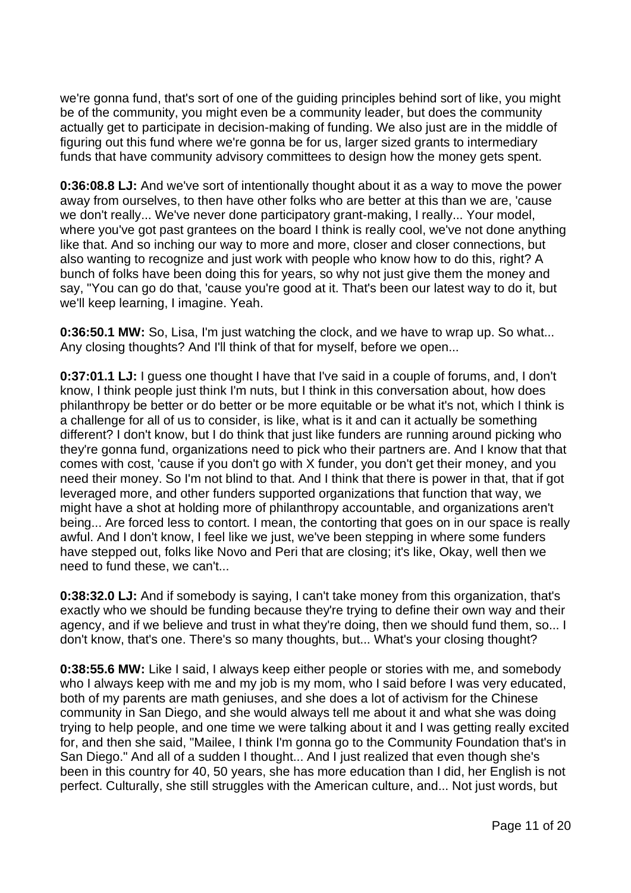we're gonna fund, that's sort of one of the guiding principles behind sort of like, you might be of the community, you might even be a community leader, but does the community actually get to participate in decision-making of funding. We also just are in the middle of figuring out this fund where we're gonna be for us, larger sized grants to intermediary funds that have community advisory committees to design how the money gets spent.

**0:36:08.8 LJ:** And we've sort of intentionally thought about it as a way to move the power away from ourselves, to then have other folks who are better at this than we are, 'cause we don't really... We've never done participatory grant-making, I really... Your model, where you've got past grantees on the board I think is really cool, we've not done anything like that. And so inching our way to more and more, closer and closer connections, but also wanting to recognize and just work with people who know how to do this, right? A bunch of folks have been doing this for years, so why not just give them the money and say, "You can go do that, 'cause you're good at it. That's been our latest way to do it, but we'll keep learning, I imagine. Yeah.

**0:36:50.1 MW:** So, Lisa, I'm just watching the clock, and we have to wrap up. So what... Any closing thoughts? And I'll think of that for myself, before we open...

**0:37:01.1 LJ:** I guess one thought I have that I've said in a couple of forums, and, I don't know, I think people just think I'm nuts, but I think in this conversation about, how does philanthropy be better or do better or be more equitable or be what it's not, which I think is a challenge for all of us to consider, is like, what is it and can it actually be something different? I don't know, but I do think that just like funders are running around picking who they're gonna fund, organizations need to pick who their partners are. And I know that that comes with cost, 'cause if you don't go with X funder, you don't get their money, and you need their money. So I'm not blind to that. And I think that there is power in that, that if got leveraged more, and other funders supported organizations that function that way, we might have a shot at holding more of philanthropy accountable, and organizations aren't being... Are forced less to contort. I mean, the contorting that goes on in our space is really awful. And I don't know, I feel like we just, we've been stepping in where some funders have stepped out, folks like Novo and Peri that are closing; it's like, Okay, well then we need to fund these, we can't...

**0:38:32.0 LJ:** And if somebody is saying, I can't take money from this organization, that's exactly who we should be funding because they're trying to define their own way and their agency, and if we believe and trust in what they're doing, then we should fund them, so... I don't know, that's one. There's so many thoughts, but... What's your closing thought?

**0:38:55.6 MW:** Like I said, I always keep either people or stories with me, and somebody who I always keep with me and my job is my mom, who I said before I was very educated, both of my parents are math geniuses, and she does a lot of activism for the Chinese community in San Diego, and she would always tell me about it and what she was doing trying to help people, and one time we were talking about it and I was getting really excited for, and then she said, "Mailee, I think I'm gonna go to the Community Foundation that's in San Diego." And all of a sudden I thought... And I just realized that even though she's been in this country for 40, 50 years, she has more education than I did, her English is not perfect. Culturally, she still struggles with the American culture, and... Not just words, but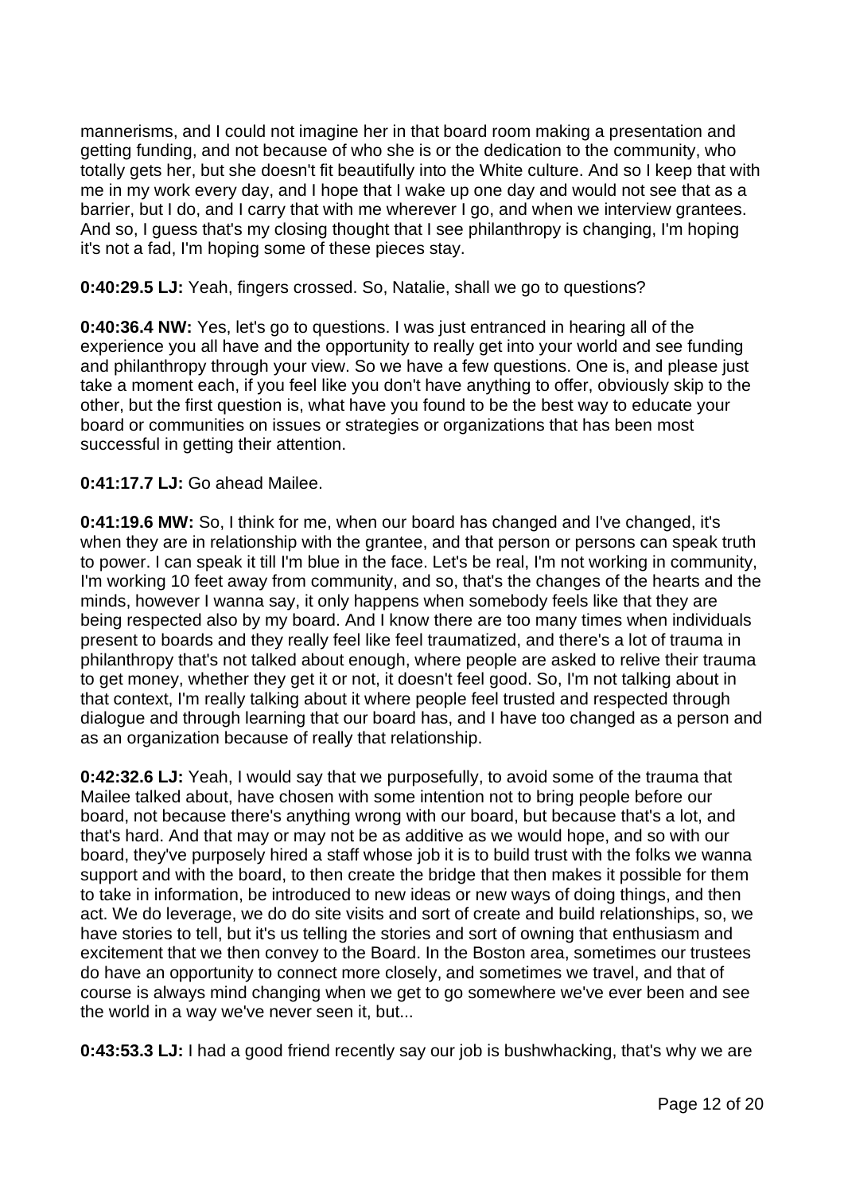mannerisms, and I could not imagine her in that board room making a presentation and getting funding, and not because of who she is or the dedication to the community, who totally gets her, but she doesn't fit beautifully into the White culture. And so I keep that with me in my work every day, and I hope that I wake up one day and would not see that as a barrier, but I do, and I carry that with me wherever I go, and when we interview grantees. And so, I guess that's my closing thought that I see philanthropy is changing, I'm hoping it's not a fad, I'm hoping some of these pieces stay.

**0:40:29.5 LJ:** Yeah, fingers crossed. So, Natalie, shall we go to questions?

**0:40:36.4 NW:** Yes, let's go to questions. I was just entranced in hearing all of the experience you all have and the opportunity to really get into your world and see funding and philanthropy through your view. So we have a few questions. One is, and please just take a moment each, if you feel like you don't have anything to offer, obviously skip to the other, but the first question is, what have you found to be the best way to educate your board or communities on issues or strategies or organizations that has been most successful in getting their attention.

**0:41:17.7 LJ:** Go ahead Mailee.

**0:41:19.6 MW:** So, I think for me, when our board has changed and I've changed, it's when they are in relationship with the grantee, and that person or persons can speak truth to power. I can speak it till I'm blue in the face. Let's be real, I'm not working in community, I'm working 10 feet away from community, and so, that's the changes of the hearts and the minds, however I wanna say, it only happens when somebody feels like that they are being respected also by my board. And I know there are too many times when individuals present to boards and they really feel like feel traumatized, and there's a lot of trauma in philanthropy that's not talked about enough, where people are asked to relive their trauma to get money, whether they get it or not, it doesn't feel good. So, I'm not talking about in that context, I'm really talking about it where people feel trusted and respected through dialogue and through learning that our board has, and I have too changed as a person and as an organization because of really that relationship.

**0:42:32.6 LJ:** Yeah, I would say that we purposefully, to avoid some of the trauma that Mailee talked about, have chosen with some intention not to bring people before our board, not because there's anything wrong with our board, but because that's a lot, and that's hard. And that may or may not be as additive as we would hope, and so with our board, they've purposely hired a staff whose job it is to build trust with the folks we wanna support and with the board, to then create the bridge that then makes it possible for them to take in information, be introduced to new ideas or new ways of doing things, and then act. We do leverage, we do do site visits and sort of create and build relationships, so, we have stories to tell, but it's us telling the stories and sort of owning that enthusiasm and excitement that we then convey to the Board. In the Boston area, sometimes our trustees do have an opportunity to connect more closely, and sometimes we travel, and that of course is always mind changing when we get to go somewhere we've ever been and see the world in a way we've never seen it, but...

**0:43:53.3 LJ:** I had a good friend recently say our job is bushwhacking, that's why we are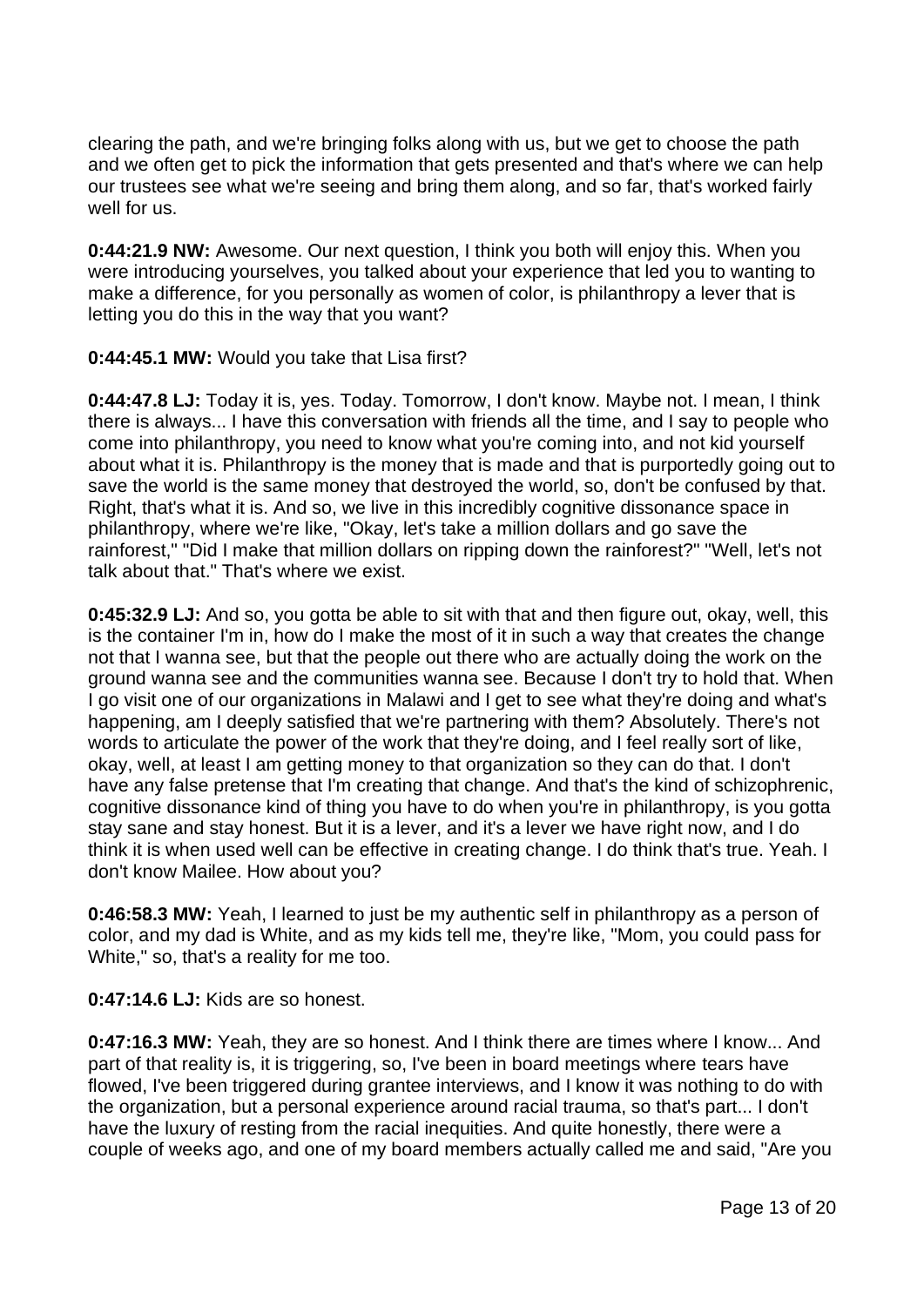clearing the path, and we're bringing folks along with us, but we get to choose the path and we often get to pick the information that gets presented and that's where we can help our trustees see what we're seeing and bring them along, and so far, that's worked fairly well for us.

**0:44:21.9 NW:** Awesome. Our next question, I think you both will enjoy this. When you were introducing yourselves, you talked about your experience that led you to wanting to make a difference, for you personally as women of color, is philanthropy a lever that is letting you do this in the way that you want?

**0:44:45.1 MW:** Would you take that Lisa first?

**0:44:47.8 LJ:** Today it is, yes. Today. Tomorrow, I don't know. Maybe not. I mean, I think there is always... I have this conversation with friends all the time, and I say to people who come into philanthropy, you need to know what you're coming into, and not kid yourself about what it is. Philanthropy is the money that is made and that is purportedly going out to save the world is the same money that destroyed the world, so, don't be confused by that. Right, that's what it is. And so, we live in this incredibly cognitive dissonance space in philanthropy, where we're like, "Okay, let's take a million dollars and go save the rainforest," "Did I make that million dollars on ripping down the rainforest?" "Well, let's not talk about that." That's where we exist.

**0:45:32.9 LJ:** And so, you gotta be able to sit with that and then figure out, okay, well, this is the container I'm in, how do I make the most of it in such a way that creates the change not that I wanna see, but that the people out there who are actually doing the work on the ground wanna see and the communities wanna see. Because I don't try to hold that. When I go visit one of our organizations in Malawi and I get to see what they're doing and what's happening, am I deeply satisfied that we're partnering with them? Absolutely. There's not words to articulate the power of the work that they're doing, and I feel really sort of like, okay, well, at least I am getting money to that organization so they can do that. I don't have any false pretense that I'm creating that change. And that's the kind of schizophrenic, cognitive dissonance kind of thing you have to do when you're in philanthropy, is you gotta stay sane and stay honest. But it is a lever, and it's a lever we have right now, and I do think it is when used well can be effective in creating change. I do think that's true. Yeah. I don't know Mailee. How about you?

**0:46:58.3 MW:** Yeah, I learned to just be my authentic self in philanthropy as a person of color, and my dad is White, and as my kids tell me, they're like, "Mom, you could pass for White," so, that's a reality for me too.

**0:47:14.6 LJ:** Kids are so honest.

**0:47:16.3 MW:** Yeah, they are so honest. And I think there are times where I know... And part of that reality is, it is triggering, so, I've been in board meetings where tears have flowed, I've been triggered during grantee interviews, and I know it was nothing to do with the organization, but a personal experience around racial trauma, so that's part... I don't have the luxury of resting from the racial inequities. And quite honestly, there were a couple of weeks ago, and one of my board members actually called me and said, "Are you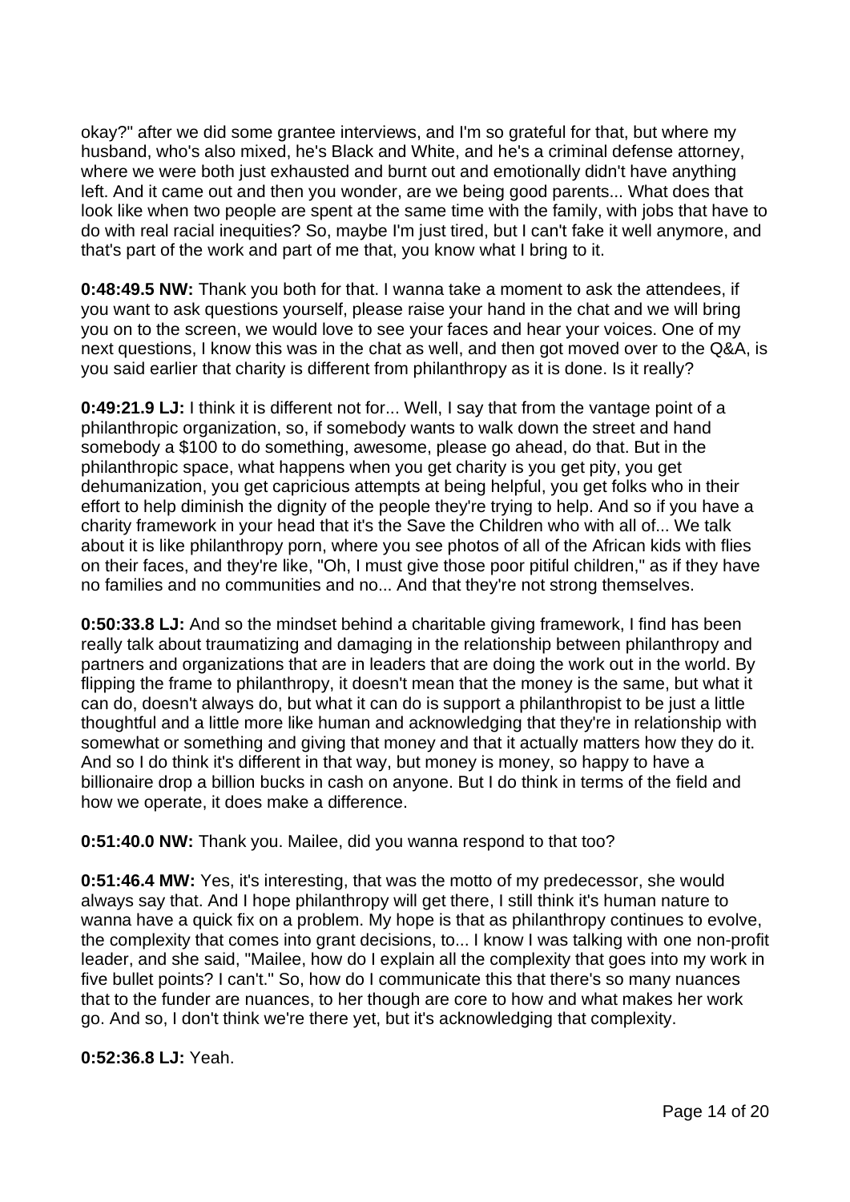okay?" after we did some grantee interviews, and I'm so grateful for that, but where my husband, who's also mixed, he's Black and White, and he's a criminal defense attorney, where we were both just exhausted and burnt out and emotionally didn't have anything left. And it came out and then you wonder, are we being good parents... What does that look like when two people are spent at the same time with the family, with jobs that have to do with real racial inequities? So, maybe I'm just tired, but I can't fake it well anymore, and that's part of the work and part of me that, you know what I bring to it.

**0:48:49.5 NW:** Thank you both for that. I wanna take a moment to ask the attendees, if you want to ask questions yourself, please raise your hand in the chat and we will bring you on to the screen, we would love to see your faces and hear your voices. One of my next questions, I know this was in the chat as well, and then got moved over to the Q&A, is you said earlier that charity is different from philanthropy as it is done. Is it really?

**0:49:21.9 LJ:** I think it is different not for... Well, I say that from the vantage point of a philanthropic organization, so, if somebody wants to walk down the street and hand somebody a $100 to do something, awesome, please go ahead, do that. But in the philanthropic space, what happens when you get charity is you get pity, you get dehumanization, you get capricious attempts at being helpful, you get folks who in their effort to help diminish the dignity of the people they're trying to help. And so if you have a charity framework in your head that it's the Save the Children who with all of... We talk about it is like philanthropy porn, where you see photos of all of the African kids with flies on their faces, and they're like, "Oh, I must give those poor pitiful children," as if they have no families and no communities and no... And that they're not strong themselves.

**0:50:33.8 LJ:** And so the mindset behind a charitable giving framework, I find has been really talk about traumatizing and damaging in the relationship between philanthropy and partners and organizations that are in leaders that are doing the work out in the world. By flipping the frame to philanthropy, it doesn't mean that the money is the same, but what it can do, doesn't always do, but what it can do is support a philanthropist to be just a little thoughtful and a little more like human and acknowledging that they're in relationship with somewhat or something and giving that money and that it actually matters how they do it. And so I do think it's different in that way, but money is money, so happy to have a billionaire drop a billion bucks in cash on anyone. But I do think in terms of the field and how we operate, it does make a difference.

**0:51:40.0 NW:** Thank you. Mailee, did you wanna respond to that too?

**0:51:46.4 MW:** Yes, it's interesting, that was the motto of my predecessor, she would always say that. And I hope philanthropy will get there, I still think it's human nature to wanna have a quick fix on a problem. My hope is that as philanthropy continues to evolve, the complexity that comes into grant decisions, to... I know I was talking with one non-profit leader, and she said, "Mailee, how do I explain all the complexity that goes into my work in five bullet points? I can't." So, how do I communicate this that there's so many nuances that to the funder are nuances, to her though are core to how and what makes her work go. And so, I don't think we're there yet, but it's acknowledging that complexity.

**0:52:36.8 LJ:** Yeah.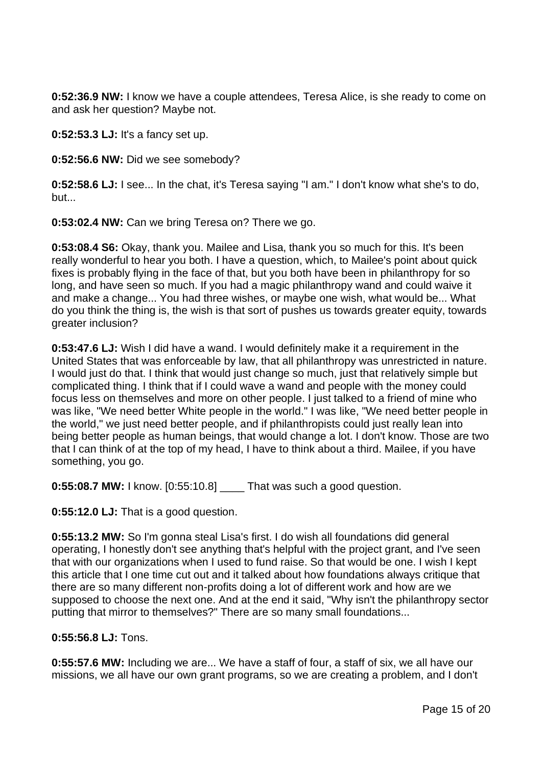**0:52:36.9 NW:** I know we have a couple attendees, Teresa Alice, is she ready to come on and ask her question? Maybe not.

**0:52:53.3 LJ:** It's a fancy set up.

**0:52:56.6 NW:** Did we see somebody?

**0:52:58.6 LJ:** I see... In the chat, it's Teresa saying "I am." I don't know what she's to do, but...

**0:53:02.4 NW:** Can we bring Teresa on? There we go.

**0:53:08.4 S6:** Okay, thank you. Mailee and Lisa, thank you so much for this. It's been really wonderful to hear you both. I have a question, which, to Mailee's point about quick fixes is probably flying in the face of that, but you both have been in philanthropy for so long, and have seen so much. If you had a magic philanthropy wand and could waive it and make a change... You had three wishes, or maybe one wish, what would be... What do you think the thing is, the wish is that sort of pushes us towards greater equity, towards greater inclusion?

**0:53:47.6 LJ:** Wish I did have a wand. I would definitely make it a requirement in the United States that was enforceable by law, that all philanthropy was unrestricted in nature. I would just do that. I think that would just change so much, just that relatively simple but complicated thing. I think that if I could wave a wand and people with the money could focus less on themselves and more on other people. I just talked to a friend of mine who was like, "We need better White people in the world." I was like, "We need better people in the world," we just need better people, and if philanthropists could just really lean into being better people as human beings, that would change a lot. I don't know. Those are two that I can think of at the top of my head, I have to think about a third. Mailee, if you have something, you go.

**0:55:08.7 MW:** I know. [0:55:10.8] ____ That was such a good question.

**0:55:12.0 LJ:** That is a good question.

**0:55:13.2 MW:** So I'm gonna steal Lisa's first. I do wish all foundations did general operating, I honestly don't see anything that's helpful with the project grant, and I've seen that with our organizations when I used to fund raise. So that would be one. I wish I kept this article that I one time cut out and it talked about how foundations always critique that there are so many different non-profits doing a lot of different work and how are we supposed to choose the next one. And at the end it said, "Why isn't the philanthropy sector putting that mirror to themselves?" There are so many small foundations...

**0:55:56.8 LJ:** Tons.

**0:55:57.6 MW:** Including we are... We have a staff of four, a staff of six, we all have our missions, we all have our own grant programs, so we are creating a problem, and I don't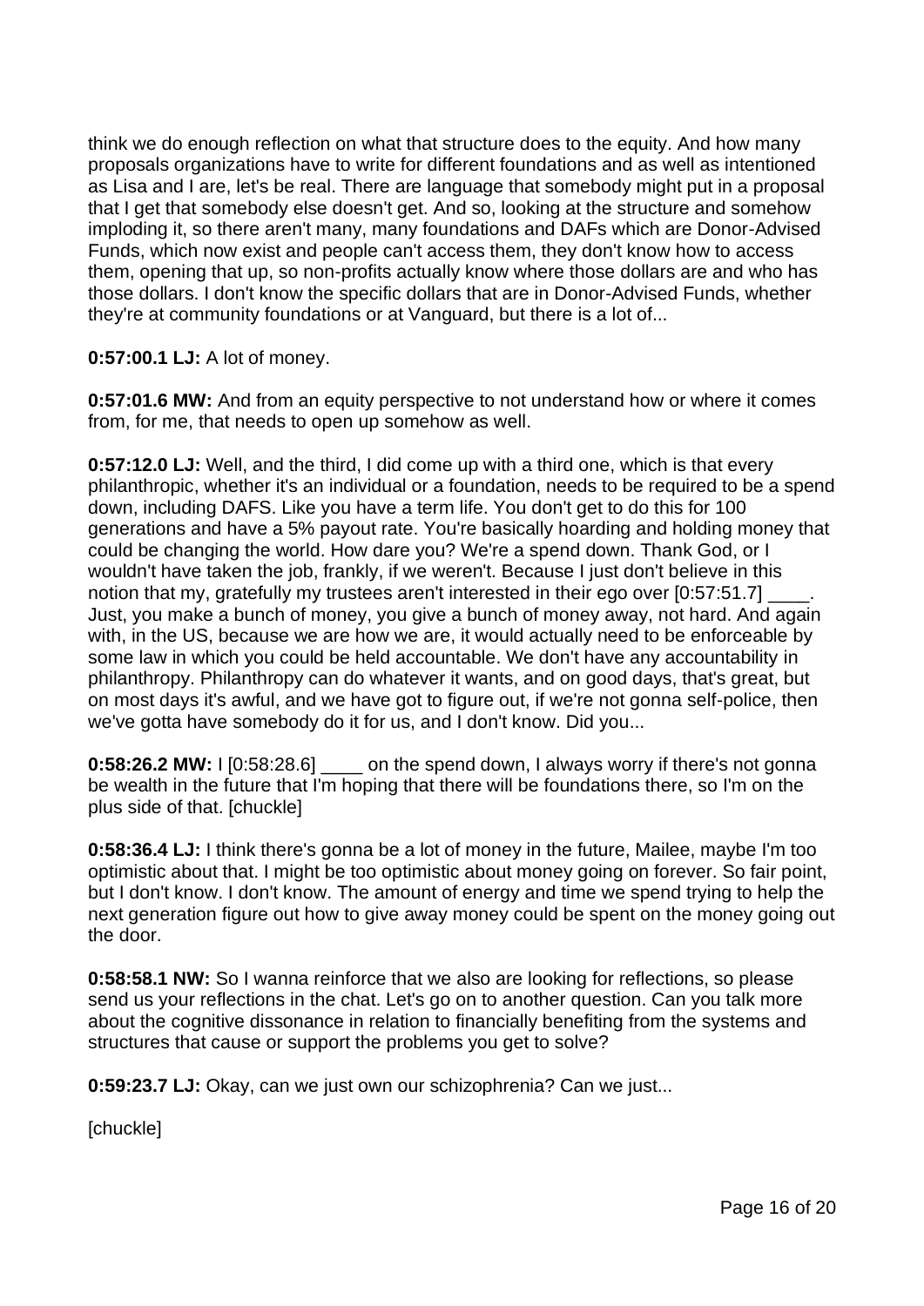think we do enough reflection on what that structure does to the equity. And how many proposals organizations have to write for different foundations and as well as intentioned as Lisa and I are, let's be real. There are language that somebody might put in a proposal that I get that somebody else doesn't get. And so, looking at the structure and somehow imploding it, so there aren't many, many foundations and DAFs which are Donor-Advised Funds, which now exist and people can't access them, they don't know how to access them, opening that up, so non-profits actually know where those dollars are and who has those dollars. I don't know the specific dollars that are in Donor-Advised Funds, whether they're at community foundations or at Vanguard, but there is a lot of...

**0:57:00.1 LJ:** A lot of money.

**0:57:01.6 MW:** And from an equity perspective to not understand how or where it comes from, for me, that needs to open up somehow as well.

**0:57:12.0 LJ:** Well, and the third, I did come up with a third one, which is that every philanthropic, whether it's an individual or a foundation, needs to be required to be a spend down, including DAFS. Like you have a term life. You don't get to do this for 100 generations and have a 5% payout rate. You're basically hoarding and holding money that could be changing the world. How dare you? We're a spend down. Thank God, or I wouldn't have taken the job, frankly, if we weren't. Because I just don't believe in this notion that my, gratefully my trustees aren't interested in their ego over [0:57:51.7] ____. Just, you make a bunch of money, you give a bunch of money away, not hard. And again with, in the US, because we are how we are, it would actually need to be enforceable by some law in which you could be held accountable. We don't have any accountability in philanthropy. Philanthropy can do whatever it wants, and on good days, that's great, but on most days it's awful, and we have got to figure out, if we're not gonna self-police, then we've gotta have somebody do it for us, and I don't know. Did you...

**0:58:26.2 MW:** I [0:58:28.6] ____ on the spend down, I always worry if there's not gonna be wealth in the future that I'm hoping that there will be foundations there, so I'm on the plus side of that. [chuckle]

**0:58:36.4 LJ:** I think there's gonna be a lot of money in the future, Mailee, maybe I'm too optimistic about that. I might be too optimistic about money going on forever. So fair point, but I don't know. I don't know. The amount of energy and time we spend trying to help the next generation figure out how to give away money could be spent on the money going out the door.

**0:58:58.1 NW:** So I wanna reinforce that we also are looking for reflections, so please send us your reflections in the chat. Let's go on to another question. Can you talk more about the cognitive dissonance in relation to financially benefiting from the systems and structures that cause or support the problems you get to solve?

**0:59:23.7 LJ:** Okay, can we just own our schizophrenia? Can we just...

[chuckle]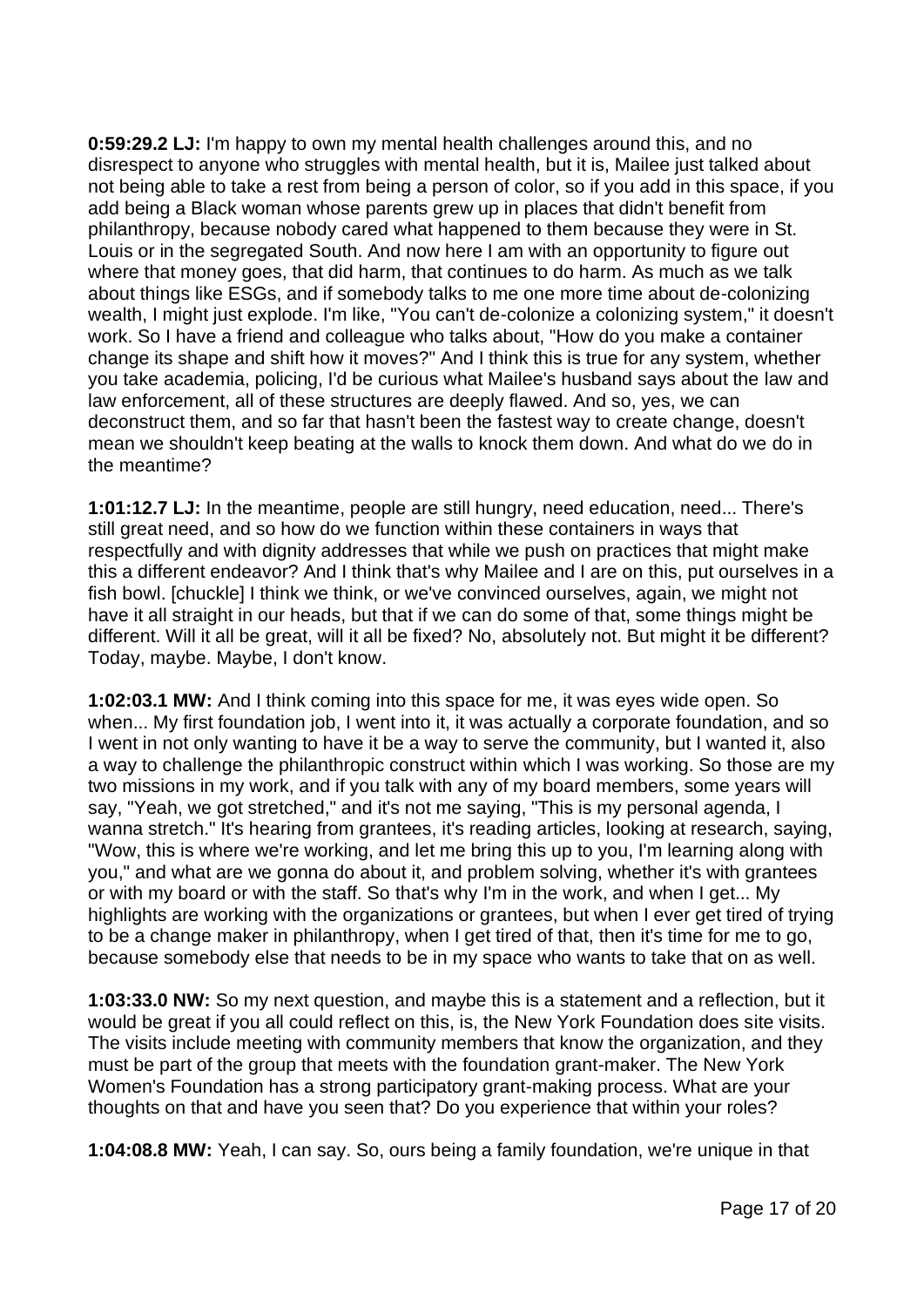**0:59:29.2 LJ:** I'm happy to own my mental health challenges around this, and no disrespect to anyone who struggles with mental health, but it is, Mailee just talked about not being able to take a rest from being a person of color, so if you add in this space, if you add being a Black woman whose parents grew up in places that didn't benefit from philanthropy, because nobody cared what happened to them because they were in St. Louis or in the segregated South. And now here I am with an opportunity to figure out where that money goes, that did harm, that continues to do harm. As much as we talk about things like ESGs, and if somebody talks to me one more time about de-colonizing wealth, I might just explode. I'm like, "You can't de-colonize a colonizing system," it doesn't work. So I have a friend and colleague who talks about, "How do you make a container change its shape and shift how it moves?" And I think this is true for any system, whether you take academia, policing, I'd be curious what Mailee's husband says about the law and law enforcement, all of these structures are deeply flawed. And so, yes, we can deconstruct them, and so far that hasn't been the fastest way to create change, doesn't mean we shouldn't keep beating at the walls to knock them down. And what do we do in the meantime?

**1:01:12.7 LJ:** In the meantime, people are still hungry, need education, need... There's still great need, and so how do we function within these containers in ways that respectfully and with dignity addresses that while we push on practices that might make this a different endeavor? And I think that's why Mailee and I are on this, put ourselves in a fish bowl. [chuckle] I think we think, or we've convinced ourselves, again, we might not have it all straight in our heads, but that if we can do some of that, some things might be different. Will it all be great, will it all be fixed? No, absolutely not. But might it be different? Today, maybe. Maybe, I don't know.

**1:02:03.1 MW:** And I think coming into this space for me, it was eyes wide open. So when... My first foundation job, I went into it, it was actually a corporate foundation, and so I went in not only wanting to have it be a way to serve the community, but I wanted it, also a way to challenge the philanthropic construct within which I was working. So those are my two missions in my work, and if you talk with any of my board members, some years will say, "Yeah, we got stretched," and it's not me saying, "This is my personal agenda, I wanna stretch." It's hearing from grantees, it's reading articles, looking at research, saying, "Wow, this is where we're working, and let me bring this up to you, I'm learning along with you," and what are we gonna do about it, and problem solving, whether it's with grantees or with my board or with the staff. So that's why I'm in the work, and when I get... My highlights are working with the organizations or grantees, but when I ever get tired of trying to be a change maker in philanthropy, when I get tired of that, then it's time for me to go, because somebody else that needs to be in my space who wants to take that on as well.

**1:03:33.0 NW:** So my next question, and maybe this is a statement and a reflection, but it would be great if you all could reflect on this, is, the New York Foundation does site visits. The visits include meeting with community members that know the organization, and they must be part of the group that meets with the foundation grant-maker. The New York Women's Foundation has a strong participatory grant-making process. What are your thoughts on that and have you seen that? Do you experience that within your roles?

**1:04:08.8 MW:** Yeah, I can say. So, ours being a family foundation, we're unique in that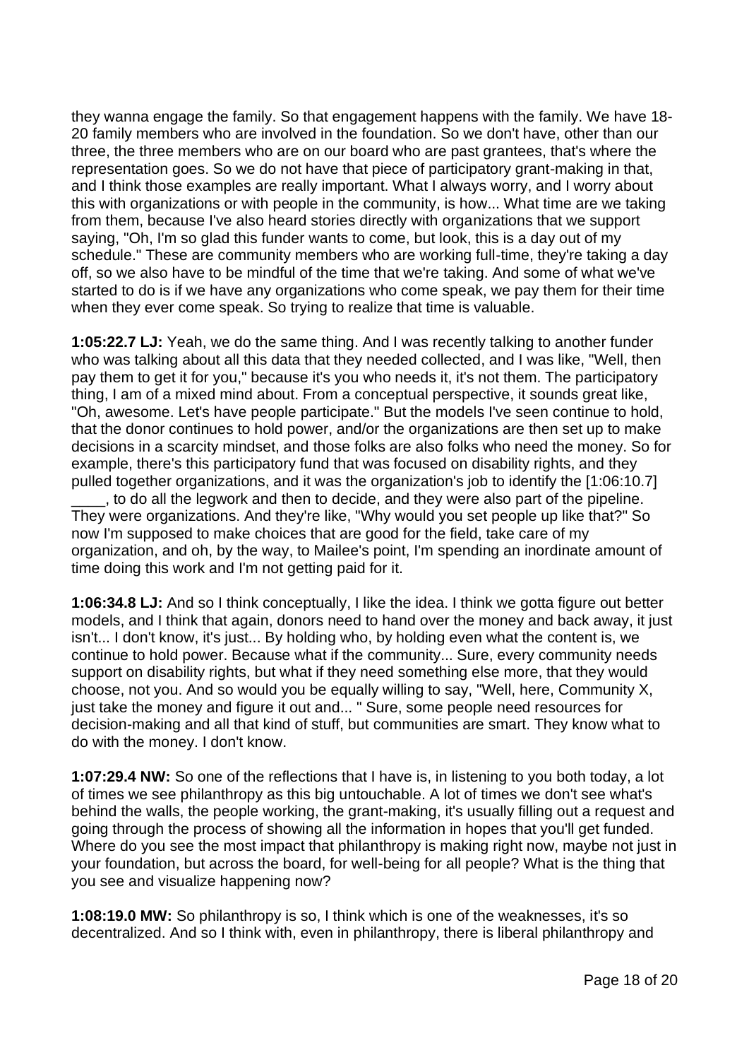they wanna engage the family. So that engagement happens with the family. We have 18-20 family members who are involved in the foundation. So we don't have, other than our three, the three members who are on our board who are past grantees, that's where the representation goes. So we do not have that piece of participatory grant-making in that, and I think those examples are really important. What I always worry, and I worry about this with organizations or with people in the community, is how... What time are we taking from them, because I've also heard stories directly with organizations that we support saying, "Oh, I'm so glad this funder wants to come, but look, this is a day out of my schedule." These are community members who are working full-time, they're taking a day off, so we also have to be mindful of the time that we're taking. And some of what we've started to do is if we have any organizations who come speak, we pay them for their time when they ever come speak. So trying to realize that time is valuable.

**1:05:22.7 LJ:** Yeah, we do the same thing. And I was recently talking to another funder who was talking about all this data that they needed collected, and I was like, "Well, then pay them to get it for you," because it's you who needs it, it's not them. The participatory thing, I am of a mixed mind about. From a conceptual perspective, it sounds great like, "Oh, awesome. Let's have people participate." But the models I've seen continue to hold, that the donor continues to hold power, and/or the organizations are then set up to make decisions in a scarcity mindset, and those folks are also folks who need the money. So for example, there's this participatory fund that was focused on disability rights, and they pulled together organizations, and it was the organization's job to identify the [1:06:10.7] ____, to do all the legwork and then to decide, and they were also part of the pipeline. They were organizations. And they're like, "Why would you set people up like that?" So now I'm supposed to make choices that are good for the field, take care of my organization, and oh, by the way, to Mailee's point, I'm spending an inordinate amount of time doing this work and I'm not getting paid for it.

**1:06:34.8 LJ:** And so I think conceptually, I like the idea. I think we gotta figure out better models, and I think that again, donors need to hand over the money and back away, it just isn't... I don't know, it's just... By holding who, by holding even what the content is, we continue to hold power. Because what if the community... Sure, every community needs support on disability rights, but what if they need something else more, that they would choose, not you. And so would you be equally willing to say, "Well, here, Community X, just take the money and figure it out and... " Sure, some people need resources for decision-making and all that kind of stuff, but communities are smart. They know what to do with the money. I don't know.

**1:07:29.4 NW:** So one of the reflections that I have is, in listening to you both today, a lot of times we see philanthropy as this big untouchable. A lot of times we don't see what's behind the walls, the people working, the grant-making, it's usually filling out a request and going through the process of showing all the information in hopes that you'll get funded. Where do you see the most impact that philanthropy is making right now, maybe not just in your foundation, but across the board, for well-being for all people? What is the thing that you see and visualize happening now?

**1:08:19.0 MW:** So philanthropy is so, I think which is one of the weaknesses, it's so decentralized. And so I think with, even in philanthropy, there is liberal philanthropy and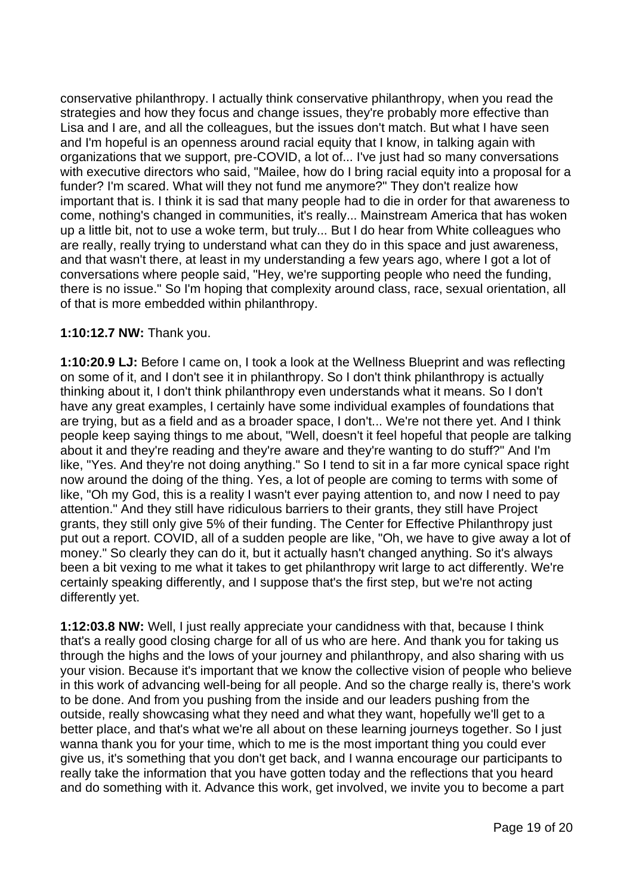conservative philanthropy. I actually think conservative philanthropy, when you read the strategies and how they focus and change issues, they're probably more effective than Lisa and I are, and all the colleagues, but the issues don't match. But what I have seen and I'm hopeful is an openness around racial equity that I know, in talking again with organizations that we support, pre-COVID, a lot of... I've just had so many conversations with executive directors who said, "Mailee, how do I bring racial equity into a proposal for a funder? I'm scared. What will they not fund me anymore?" They don't realize how important that is. I think it is sad that many people had to die in order for that awareness to come, nothing's changed in communities, it's really... Mainstream America that has woken up a little bit, not to use a woke term, but truly... But I do hear from White colleagues who are really, really trying to understand what can they do in this space and just awareness, and that wasn't there, at least in my understanding a few years ago, where I got a lot of conversations where people said, "Hey, we're supporting people who need the funding, there is no issue." So I'm hoping that complexity around class, race, sexual orientation, all of that is more embedded within philanthropy.

**1:10:12.7 NW:** Thank you.

**1:10:20.9 LJ:** Before I came on, I took a look at the Wellness Blueprint and was reflecting on some of it, and I don't see it in philanthropy. So I don't think philanthropy is actually thinking about it, I don't think philanthropy even understands what it means. So I don't have any great examples, I certainly have some individual examples of foundations that are trying, but as a field and as a broader space, I don't... We're not there yet. And I think people keep saying things to me about, "Well, doesn't it feel hopeful that people are talking about it and they're reading and they're aware and they're wanting to do stuff?" And I'm like, "Yes. And they're not doing anything." So I tend to sit in a far more cynical space right now around the doing of the thing. Yes, a lot of people are coming to terms with some of like, "Oh my God, this is a reality I wasn't ever paying attention to, and now I need to pay attention." And they still have ridiculous barriers to their grants, they still have Project grants, they still only give 5% of their funding. The Center for Effective Philanthropy just put out a report. COVID, all of a sudden people are like, "Oh, we have to give away a lot of money." So clearly they can do it, but it actually hasn't changed anything. So it's always been a bit vexing to me what it takes to get philanthropy writ large to act differently. We're certainly speaking differently, and I suppose that's the first step, but we're not acting differently yet.

**1:12:03.8 NW:** Well, I just really appreciate your candidness with that, because I think that's a really good closing charge for all of us who are here. And thank you for taking us through the highs and the lows of your journey and philanthropy, and also sharing with us your vision. Because it's important that we know the collective vision of people who believe in this work of advancing well-being for all people. And so the charge really is, there's work to be done. And from you pushing from the inside and our leaders pushing from the outside, really showcasing what they need and what they want, hopefully we'll get to a better place, and that's what we're all about on these learning journeys together. So I just wanna thank you for your time, which to me is the most important thing you could ever give us, it's something that you don't get back, and I wanna encourage our participants to really take the information that you have gotten today and the reflections that you heard and do something with it. Advance this work, get involved, we invite you to become a part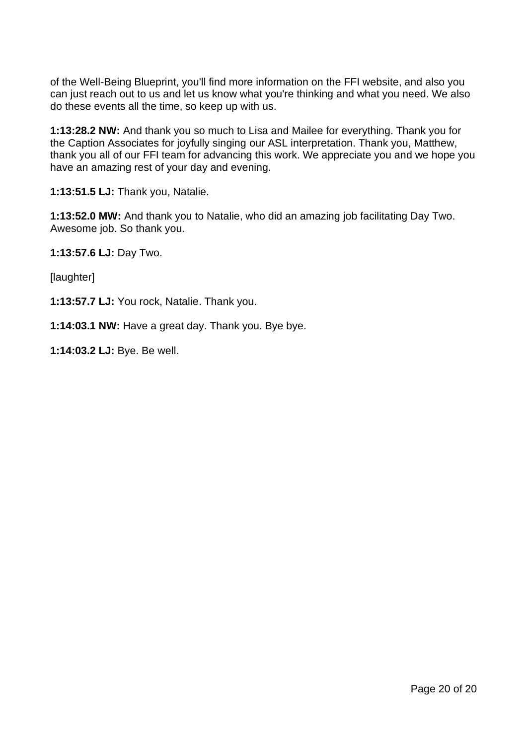of the Well-Being Blueprint, you'll find more information on the FFI website, and also you can just reach out to us and let us know what you're thinking and what you need. We also do these events all the time, so keep up with us.

**1:13:28.2 NW:** And thank you so much to Lisa and Mailee for everything. Thank you for the Caption Associates for joyfully singing our ASL interpretation. Thank you, Matthew, thank you all of our FFI team for advancing this work. We appreciate you and we hope you have an amazing rest of your day and evening.

**1:13:51.5 LJ:** Thank you, Natalie.

**1:13:52.0 MW:** And thank you to Natalie, who did an amazing job facilitating Day Two. Awesome job. So thank you.

**1:13:57.6 LJ:** Day Two.

[laughter]

**1:13:57.7 LJ:** You rock, Natalie. Thank you.

**1:14:03.1 NW:** Have a great day. Thank you. Bye bye.

**1:14:03.2 LJ:** Bye. Be well.